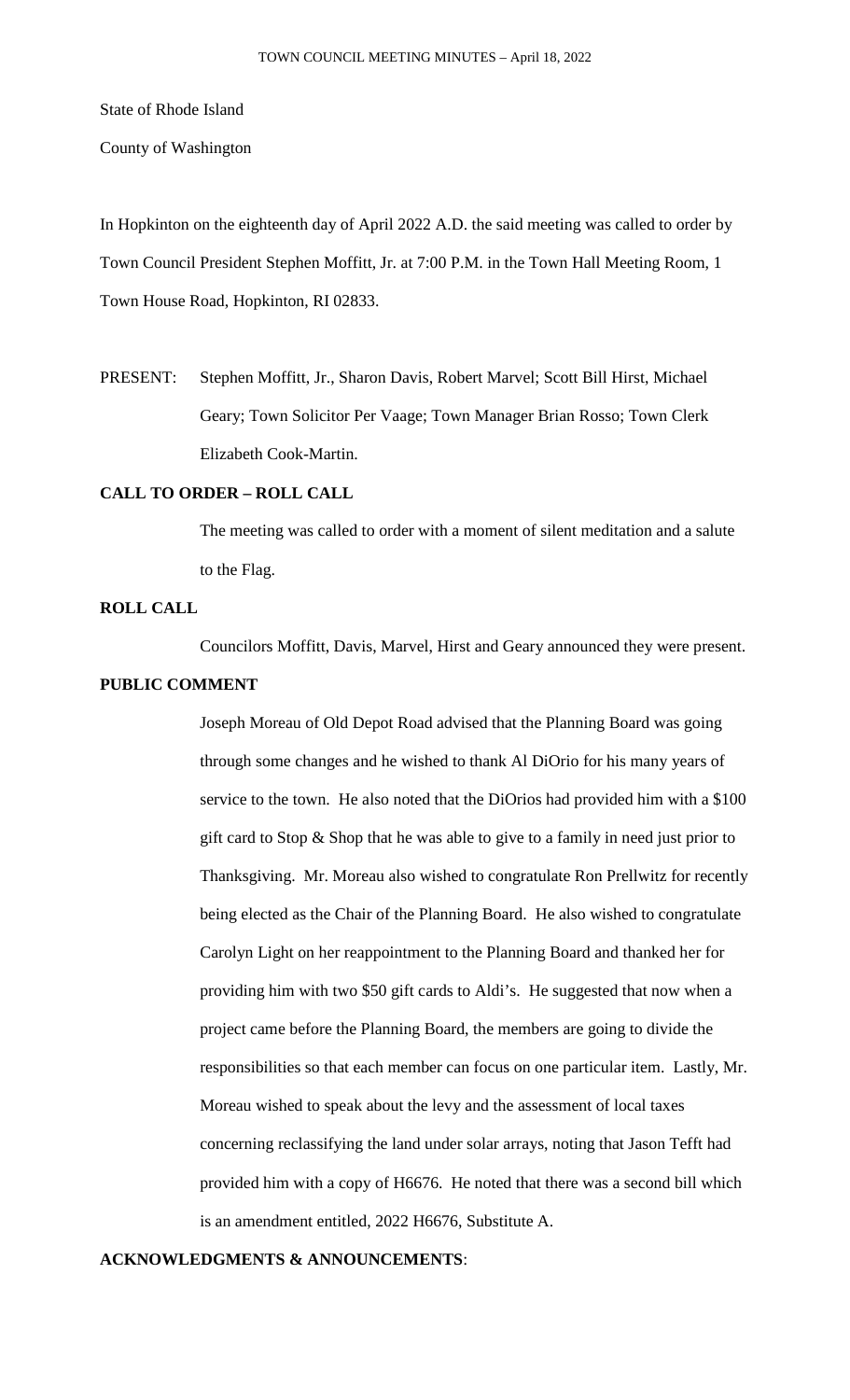State of Rhode Island

County of Washington

In Hopkinton on the eighteenth day of April 2022 A.D. the said meeting was called to order by Town Council President Stephen Moffitt, Jr. at 7:00 P.M. in the Town Hall Meeting Room, 1 Town House Road, Hopkinton, RI 02833.

PRESENT: Stephen Moffitt, Jr., Sharon Davis, Robert Marvel; Scott Bill Hirst, Michael Geary; Town Solicitor Per Vaage; Town Manager Brian Rosso; Town Clerk Elizabeth Cook-Martin.

**CALL TO ORDER – ROLL CALL**

The meeting was called to order with a moment of silent meditation and a salute to the Flag.

**ROLL CALL**

Councilors Moffitt, Davis, Marvel, Hirst and Geary announced they were present.

**PUBLIC COMMENT**

Joseph Moreau of Old Depot Road advised that the Planning Board was going through some changes and he wished to thank Al DiOrio for his many years of service to the town. He also noted that the DiOrios had provided him with a $100 gift card to Stop & Shop that he was able to give to a family in need just prior to Thanksgiving. Mr. Moreau also wished to congratulate Ron Prellwitz for recently being elected as the Chair of the Planning Board. He also wished to congratulate Carolyn Light on her reappointment to the Planning Board and thanked her for providing him with two $50 gift cards to Aldi's. He suggested that now when a project came before the Planning Board, the members are going to divide the responsibilities so that each member can focus on one particular item. Lastly, Mr. Moreau wished to speak about the levy and the assessment of local taxes concerning reclassifying the land under solar arrays, noting that Jason Tefft had provided him with a copy of H6676. He noted that there was a second bill which is an amendment entitled, 2022 H6676, Substitute A.

**ACKNOWLEDGMENTS & ANNOUNCEMENTS**: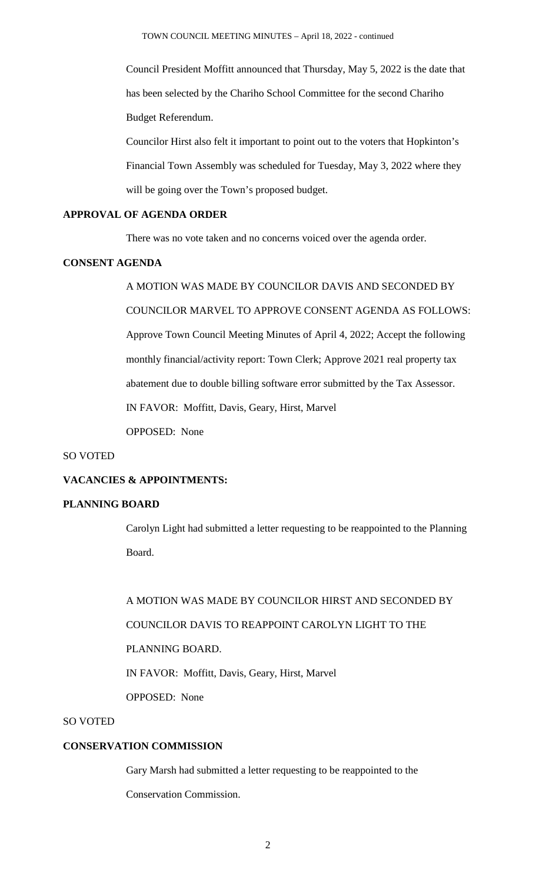Council President Moffitt announced that Thursday, May 5, 2022 is the date that has been selected by the Chariho School Committee for the second Chariho Budget Referendum.

Councilor Hirst also felt it important to point out to the voters that Hopkinton's Financial Town Assembly was scheduled for Tuesday, May 3, 2022 where they will be going over the Town's proposed budget.

**APPROVAL OF AGENDA ORDER**

There was no vote taken and no concerns voiced over the agenda order.

**CONSENT AGENDA**

A MOTION WAS MADE BY COUNCILOR DAVIS AND SECONDED BY COUNCILOR MARVEL TO APPROVE CONSENT AGENDA AS FOLLOWS: Approve Town Council Meeting Minutes of April 4, 2022; Accept the following monthly financial/activity report: Town Clerk; Approve 2021 real property tax abatement due to double billing software error submitted by the Tax Assessor.

IN FAVOR: Moffitt, Davis, Geary, Hirst, Marvel

OPPOSED: None

SO VOTED

**VACANCIES & APPOINTMENTS:**

**PLANNING BOARD**

Carolyn Light had submitted a letter requesting to be reappointed to the Planning Board.

A MOTION WAS MADE BY COUNCILOR HIRST AND SECONDED BY COUNCILOR DAVIS TO REAPPOINT CAROLYN LIGHT TO THE PLANNING BOARD.

IN FAVOR: Moffitt, Davis, Geary, Hirst, Marvel

OPPOSED: None

SO VOTED

**CONSERVATION COMMISSION**

Gary Marsh had submitted a letter requesting to be reappointed to the Conservation Commission.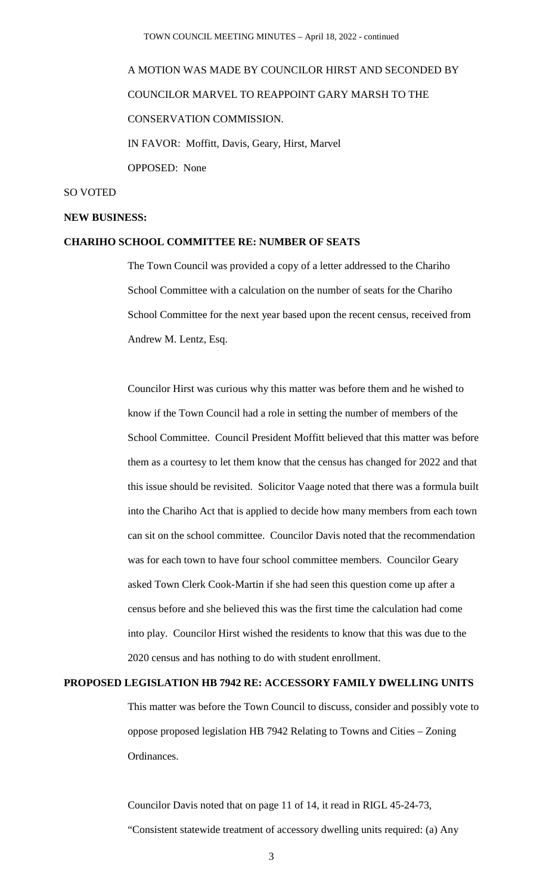A MOTION WAS MADE BY COUNCILOR HIRST AND SECONDED BY COUNCILOR MARVEL TO REAPPOINT GARY MARSH TO THE CONSERVATION COMMISSION.

IN FAVOR: Moffitt, Davis, Geary, Hirst, Marvel

OPPOSED: None

SO VOTED

**NEW BUSINESS:**

**CHARIHO SCHOOL COMMITTEE RE: NUMBER OF SEATS**

The Town Council was provided a copy of a letter addressed to the Chariho School Committee with a calculation on the number of seats for the Chariho School Committee for the next year based upon the recent census, received from Andrew M. Lentz, Esq.

Councilor Hirst was curious why this matter was before them and he wished to know if the Town Council had a role in setting the number of members of the School Committee. Council President Moffitt believed that this matter was before them as a courtesy to let them know that the census has changed for 2022 and that this issue should be revisited. Solicitor Vaage noted that there was a formula built into the Chariho Act that is applied to decide how many members from each town can sit on the school committee. Councilor Davis noted that the recommendation was for each town to have four school committee members. Councilor Geary asked Town Clerk Cook-Martin if she had seen this question come up after a census before and she believed this was the first time the calculation had come into play. Councilor Hirst wished the residents to know that this was due to the 2020 census and has nothing to do with student enrollment.

**PROPOSED LEGISLATION HB 7942 RE: ACCESSORY FAMILY DWELLING UNITS**

This matter was before the Town Council to discuss, consider and possibly vote to oppose proposed legislation HB 7942 Relating to Towns and Cities – Zoning Ordinances.

Councilor Davis noted that on page 11 of 14, it read in RIGL 45-24-73, "Consistent statewide treatment of accessory dwelling units required: (a) Any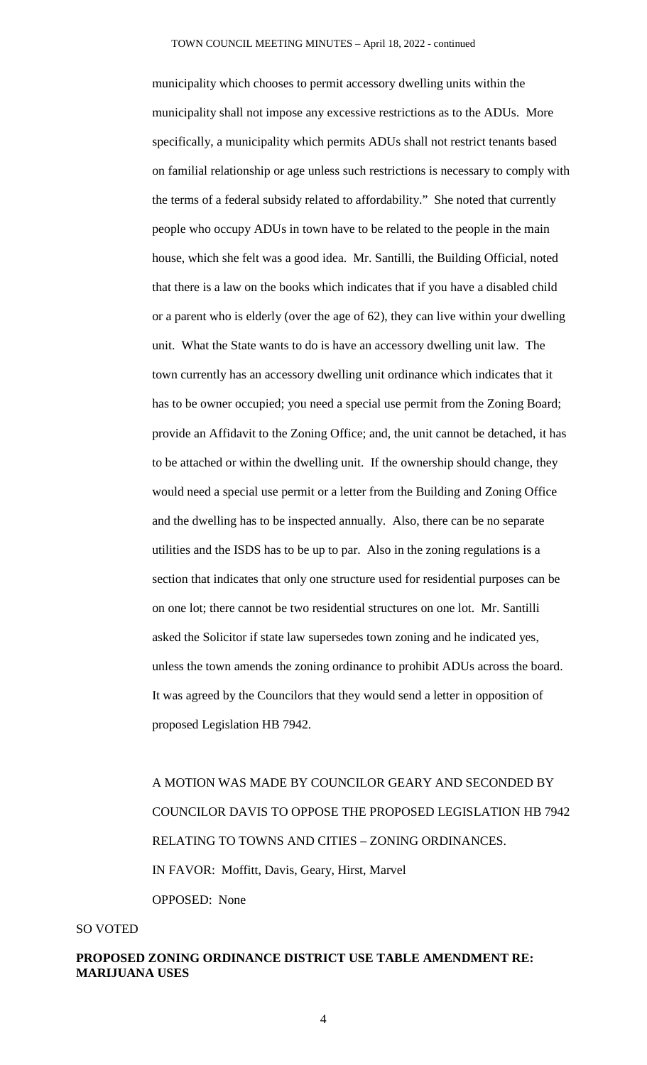municipality which chooses to permit accessory dwelling units within the municipality shall not impose any excessive restrictions as to the ADUs. More specifically, a municipality which permits ADUs shall not restrict tenants based on familial relationship or age unless such restrictions is necessary to comply with the terms of a federal subsidy related to affordability." She noted that currently people who occupy ADUs in town have to be related to the people in the main house, which she felt was a good idea. Mr. Santilli, the Building Official, noted that there is a law on the books which indicates that if you have a disabled child or a parent who is elderly (over the age of 62), they can live within your dwelling unit. What the State wants to do is have an accessory dwelling unit law. The town currently has an accessory dwelling unit ordinance which indicates that it has to be owner occupied; you need a special use permit from the Zoning Board; provide an Affidavit to the Zoning Office; and, the unit cannot be detached, it has to be attached or within the dwelling unit. If the ownership should change, they would need a special use permit or a letter from the Building and Zoning Office and the dwelling has to be inspected annually. Also, there can be no separate utilities and the ISDS has to be up to par. Also in the zoning regulations is a section that indicates that only one structure used for residential purposes can be on one lot; there cannot be two residential structures on one lot. Mr. Santilli asked the Solicitor if state law supersedes town zoning and he indicated yes, unless the town amends the zoning ordinance to prohibit ADUs across the board. It was agreed by the Councilors that they would send a letter in opposition of proposed Legislation HB 7942.

A MOTION WAS MADE BY COUNCILOR GEARY AND SECONDED BY COUNCILOR DAVIS TO OPPOSE THE PROPOSED LEGISLATION HB 7942 RELATING TO TOWNS AND CITIES – ZONING ORDINANCES.

IN FAVOR: Moffitt, Davis, Geary, Hirst, Marvel

OPPOSED: None

SO VOTED

**PROPOSED ZONING ORDINANCE DISTRICT USE TABLE AMENDMENT RE: MARIJUANA USES**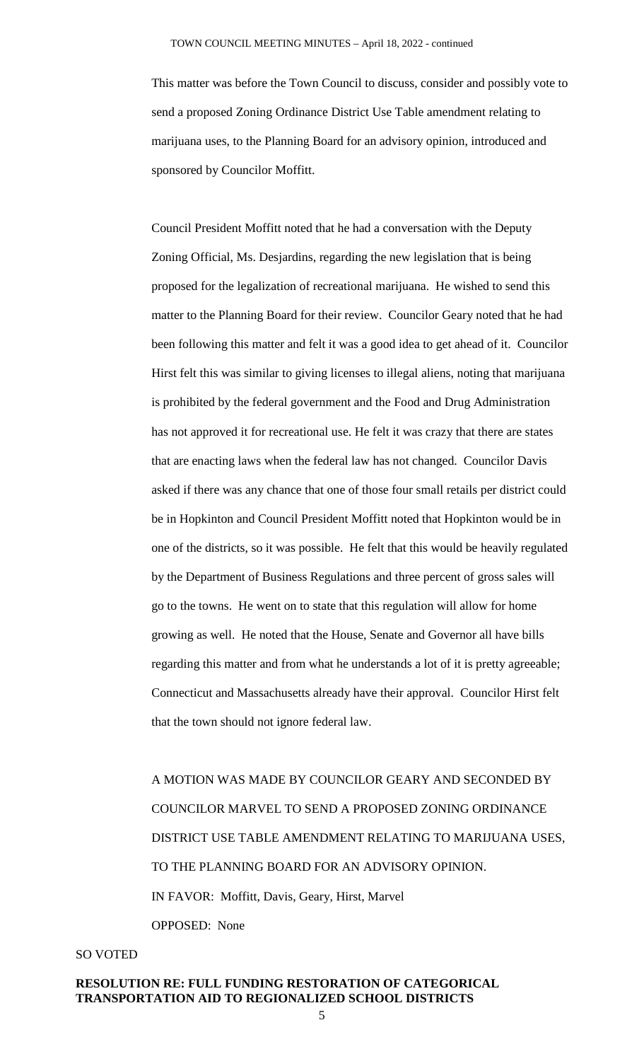This matter was before the Town Council to discuss, consider and possibly vote to send a proposed Zoning Ordinance District Use Table amendment relating to marijuana uses, to the Planning Board for an advisory opinion, introduced and sponsored by Councilor Moffitt.

Council President Moffitt noted that he had a conversation with the Deputy Zoning Official, Ms. Desjardins, regarding the new legislation that is being proposed for the legalization of recreational marijuana. He wished to send this matter to the Planning Board for their review. Councilor Geary noted that he had been following this matter and felt it was a good idea to get ahead of it. Councilor Hirst felt this was similar to giving licenses to illegal aliens, noting that marijuana is prohibited by the federal government and the Food and Drug Administration has not approved it for recreational use. He felt it was crazy that there are states that are enacting laws when the federal law has not changed. Councilor Davis asked if there was any chance that one of those four small retails per district could be in Hopkinton and Council President Moffitt noted that Hopkinton would be in one of the districts, so it was possible. He felt that this would be heavily regulated by the Department of Business Regulations and three percent of gross sales will go to the towns. He went on to state that this regulation will allow for home growing as well. He noted that the House, Senate and Governor all have bills regarding this matter and from what he understands a lot of it is pretty agreeable; Connecticut and Massachusetts already have their approval. Councilor Hirst felt that the town should not ignore federal law.

A MOTION WAS MADE BY COUNCILOR GEARY AND SECONDED BY COUNCILOR MARVEL TO SEND A PROPOSED ZONING ORDINANCE DISTRICT USE TABLE AMENDMENT RELATING TO MARIJUANA USES, TO THE PLANNING BOARD FOR AN ADVISORY OPINION.

IN FAVOR: Moffitt, Davis, Geary, Hirst, Marvel

OPPOSED: None

SO VOTED

**RESOLUTION RE: FULL FUNDING RESTORATION OF CATEGORICAL TRANSPORTATION AID TO REGIONALIZED SCHOOL DISTRICTS**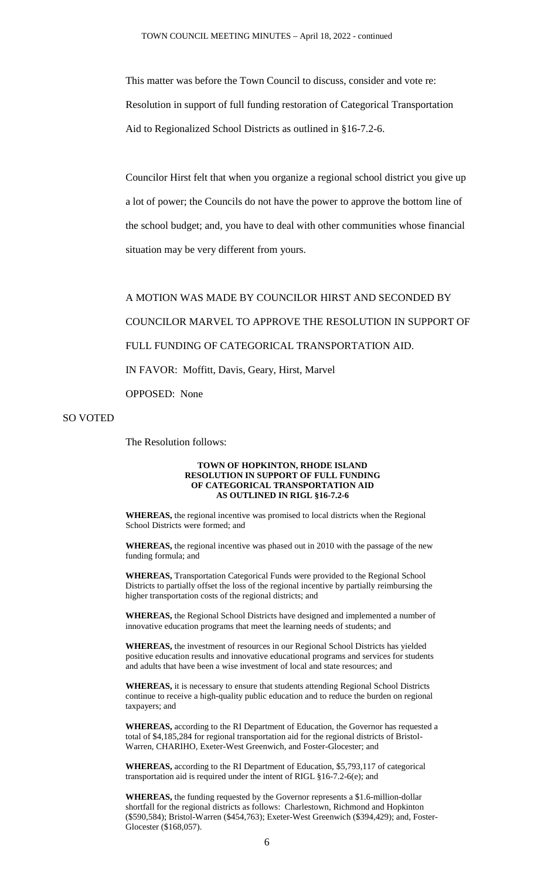This matter was before the Town Council to discuss, consider and vote re: Resolution in support of full funding restoration of Categorical Transportation Aid to Regionalized School Districts as outlined in §16-7.2-6.

Councilor Hirst felt that when you organize a regional school district you give up a lot of power; the Councils do not have the power to approve the bottom line of the school budget; and, you have to deal with other communities whose financial situation may be very different from yours.

A MOTION WAS MADE BY COUNCILOR HIRST AND SECONDED BY COUNCILOR MARVEL TO APPROVE THE RESOLUTION IN SUPPORT OF FULL FUNDING OF CATEGORICAL TRANSPORTATION AID.

IN FAVOR: Moffitt, Davis, Geary, Hirst, Marvel

OPPOSED: None

SO VOTED

The Resolution follows:

**TOWN OF HOPKINTON, RHODE ISLAND**
**RESOLUTION IN SUPPORT OF FULL FUNDING**
**OF CATEGORICAL TRANSPORTATION AID**
**AS OUTLINED IN RIGL §16-7.2-6**

**WHEREAS,** the regional incentive was promised to local districts when the Regional School Districts were formed; and

**WHEREAS,** the regional incentive was phased out in 2010 with the passage of the new funding formula; and

**WHEREAS,** Transportation Categorical Funds were provided to the Regional School Districts to partially offset the loss of the regional incentive by partially reimbursing the higher transportation costs of the regional districts; and

**WHEREAS,** the Regional School Districts have designed and implemented a number of innovative education programs that meet the learning needs of students; and

**WHEREAS,** the investment of resources in our Regional School Districts has yielded positive education results and innovative educational programs and services for students and adults that have been a wise investment of local and state resources; and

**WHEREAS,** it is necessary to ensure that students attending Regional School Districts continue to receive a high-quality public education and to reduce the burden on regional taxpayers; and

**WHEREAS,** according to the RI Department of Education, the Governor has requested a total of $4,185,284 for regional transportation aid for the regional districts of Bristol-Warren, CHARIHO, Exeter-West Greenwich, and Foster-Glocester; and

**WHEREAS,** according to the RI Department of Education, $5,793,117 of categorical transportation aid is required under the intent of RIGL §16-7.2-6(e); and

**WHEREAS,** the funding requested by the Governor represents a $1.6-million-dollar shortfall for the regional districts as follows: Charlestown, Richmond and Hopkinton ($590,584); Bristol-Warren ($454,763); Exeter-West Greenwich ($394,429); and, Foster-Glocester ($168,057).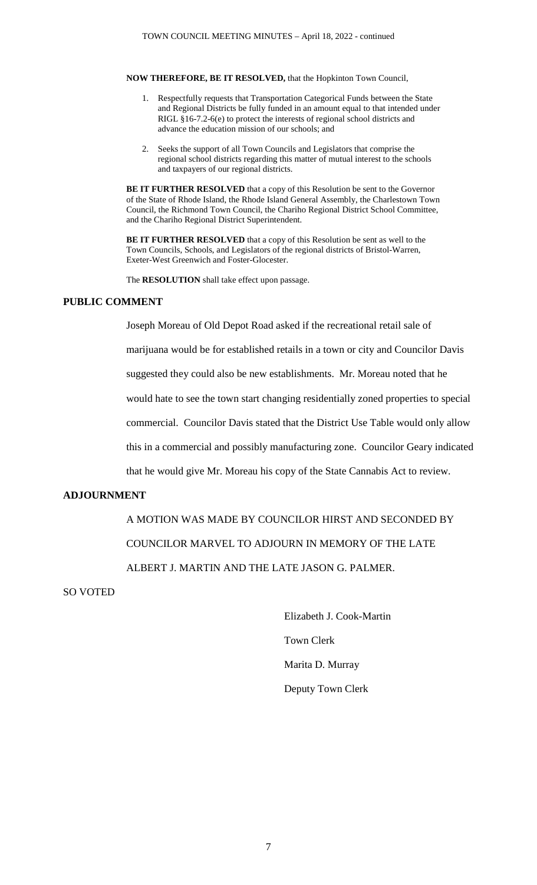**NOW THEREFORE, BE IT RESOLVED,** that the Hopkinton Town Council,

1. Respectfully requests that Transportation Categorical Funds between the State and Regional Districts be fully funded in an amount equal to that intended under RIGL §16-7.2-6(e) to protect the interests of regional school districts and advance the education mission of our schools; and

2. Seeks the support of all Town Councils and Legislators that comprise the regional school districts regarding this matter of mutual interest to the schools and taxpayers of our regional districts.

**BE IT FURTHER RESOLVED** that a copy of this Resolution be sent to the Governor of the State of Rhode Island, the Rhode Island General Assembly, the Charlestown Town Council, the Richmond Town Council, the Chariho Regional District School Committee, and the Chariho Regional District Superintendent.

**BE IT FURTHER RESOLVED** that a copy of this Resolution be sent as well to the Town Councils, Schools, and Legislators of the regional districts of Bristol-Warren, Exeter-West Greenwich and Foster-Glocester.

The **RESOLUTION** shall take effect upon passage.

## PUBLIC COMMENT

Joseph Moreau of Old Depot Road asked if the recreational retail sale of marijuana would be for established retails in a town or city and Councilor Davis suggested they could also be new establishments. Mr. Moreau noted that he would hate to see the town start changing residentially zoned properties to special commercial. Councilor Davis stated that the District Use Table would only allow this in a commercial and possibly manufacturing zone. Councilor Geary indicated that he would give Mr. Moreau his copy of the State Cannabis Act to review.

## ADJOURNMENT

A MOTION WAS MADE BY COUNCILOR HIRST AND SECONDED BY COUNCILOR MARVEL TO ADJOURN IN MEMORY OF THE LATE ALBERT J. MARTIN AND THE LATE JASON G. PALMER.

SO VOTED

Elizabeth J. Cook-Martin

Town Clerk

Marita D. Murray

Deputy Town Clerk